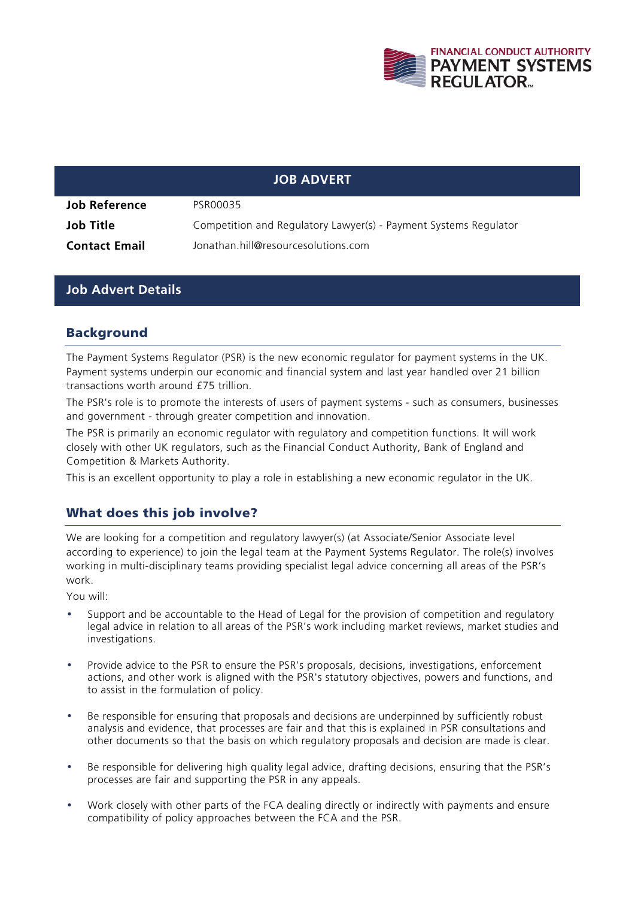FINANCIAL CONDUCT AUTHORITY
PAYMENT SYSTEMS REGULATOR

# JOB ADVERT

| | |
|---|---|
| **Job Reference** | PSR00035 |
| **Job Title** | Competition and Regulatory Lawyer(s) - Payment Systems Regulator |
| **Contact Email** | Jonathan.hill@resourcesolutions.com |

## Job Advert Details

### Background

The Payment Systems Regulator (PSR) is the new economic regulator for payment systems in the UK. Payment systems underpin our economic and financial system and last year handled over 21 billion transactions worth around £75 trillion.

The PSR's role is to promote the interests of users of payment systems - such as consumers, businesses and government - through greater competition and innovation.

The PSR is primarily an economic regulator with regulatory and competition functions. It will work closely with other UK regulators, such as the Financial Conduct Authority, Bank of England and Competition & Markets Authority.

This is an excellent opportunity to play a role in establishing a new economic regulator in the UK.

### What does this job involve?

We are looking for a competition and regulatory lawyer(s) (at Associate/Senior Associate level according to experience) to join the legal team at the Payment Systems Regulator. The role(s) involves working in multi-disciplinary teams providing specialist legal advice concerning all areas of the PSR's work.

You will:

- Support and be accountable to the Head of Legal for the provision of competition and regulatory legal advice in relation to all areas of the PSR's work including market reviews, market studies and investigations.
- Provide advice to the PSR to ensure the PSR's proposals, decisions, investigations, enforcement actions, and other work is aligned with the PSR's statutory objectives, powers and functions, and to assist in the formulation of policy.
- Be responsible for ensuring that proposals and decisions are underpinned by sufficiently robust analysis and evidence, that processes are fair and that this is explained in PSR consultations and other documents so that the basis on which regulatory proposals and decision are made is clear.
- Be responsible for delivering high quality legal advice, drafting decisions, ensuring that the PSR's processes are fair and supporting the PSR in any appeals.
- Work closely with other parts of the FCA dealing directly or indirectly with payments and ensure compatibility of policy approaches between the FCA and the PSR.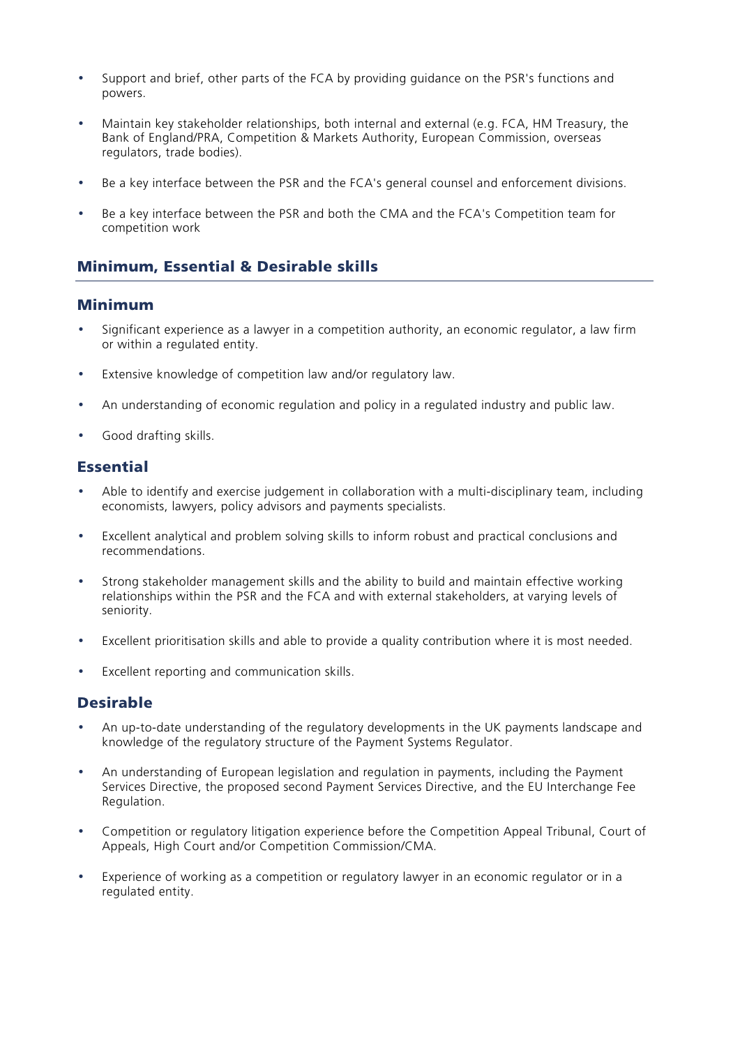- Support and brief, other parts of the FCA by providing guidance on the PSR's functions and powers.
- Maintain key stakeholder relationships, both internal and external (e.g. FCA, HM Treasury, the Bank of England/PRA, Competition & Markets Authority, European Commission, overseas regulators, trade bodies).
- Be a key interface between the PSR and the FCA's general counsel and enforcement divisions.
- Be a key interface between the PSR and both the CMA and the FCA's Competition team for competition work

## Minimum, Essential & Desirable skills

### Minimum

- Significant experience as a lawyer in a competition authority, an economic regulator, a law firm or within a regulated entity.
- Extensive knowledge of competition law and/or regulatory law.
- An understanding of economic regulation and policy in a regulated industry and public law.
- Good drafting skills.

### Essential

- Able to identify and exercise judgement in collaboration with a multi-disciplinary team, including economists, lawyers, policy advisors and payments specialists.
- Excellent analytical and problem solving skills to inform robust and practical conclusions and recommendations.
- Strong stakeholder management skills and the ability to build and maintain effective working relationships within the PSR and the FCA and with external stakeholders, at varying levels of seniority.
- Excellent prioritisation skills and able to provide a quality contribution where it is most needed.
- Excellent reporting and communication skills.

### Desirable

- An up-to-date understanding of the regulatory developments in the UK payments landscape and knowledge of the regulatory structure of the Payment Systems Regulator.
- An understanding of European legislation and regulation in payments, including the Payment Services Directive, the proposed second Payment Services Directive, and the EU Interchange Fee Regulation.
- Competition or regulatory litigation experience before the Competition Appeal Tribunal, Court of Appeals, High Court and/or Competition Commission/CMA.
- Experience of working as a competition or regulatory lawyer in an economic regulator or in a regulated entity.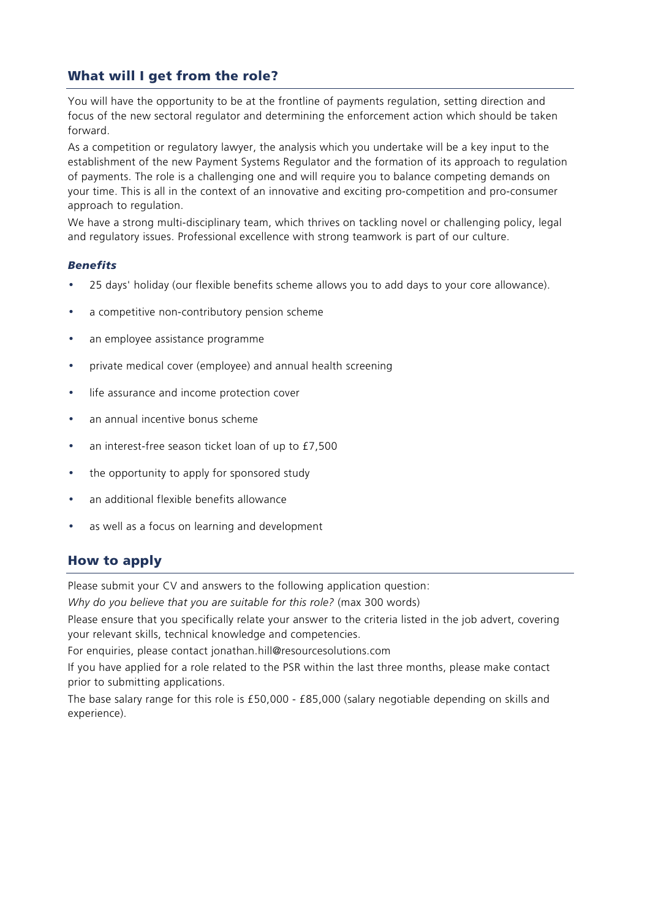## What will I get from the role?

You will have the opportunity to be at the frontline of payments regulation, setting direction and focus of the new sectoral regulator and determining the enforcement action which should be taken forward.

As a competition or regulatory lawyer, the analysis which you undertake will be a key input to the establishment of the new Payment Systems Regulator and the formation of its approach to regulation of payments. The role is a challenging one and will require you to balance competing demands on your time. This is all in the context of an innovative and exciting pro-competition and pro-consumer approach to regulation.

We have a strong multi-disciplinary team, which thrives on tackling novel or challenging policy, legal and regulatory issues. Professional excellence with strong teamwork is part of our culture.

### *Benefits*

- 25 days' holiday (our flexible benefits scheme allows you to add days to your core allowance).
- a competitive non-contributory pension scheme
- an employee assistance programme
- private medical cover (employee) and annual health screening
- life assurance and income protection cover
- an annual incentive bonus scheme
- an interest-free season ticket loan of up to £7,500
- the opportunity to apply for sponsored study
- an additional flexible benefits allowance
- as well as a focus on learning and development

## How to apply

Please submit your CV and answers to the following application question:

*Why do you believe that you are suitable for this role?* (max 300 words)

Please ensure that you specifically relate your answer to the criteria listed in the job advert, covering your relevant skills, technical knowledge and competencies.

For enquiries, please contact jonathan.hill@resourcesolutions.com

If you have applied for a role related to the PSR within the last three months, please make contact prior to submitting applications.

The base salary range for this role is £50,000 - £85,000 (salary negotiable depending on skills and experience).